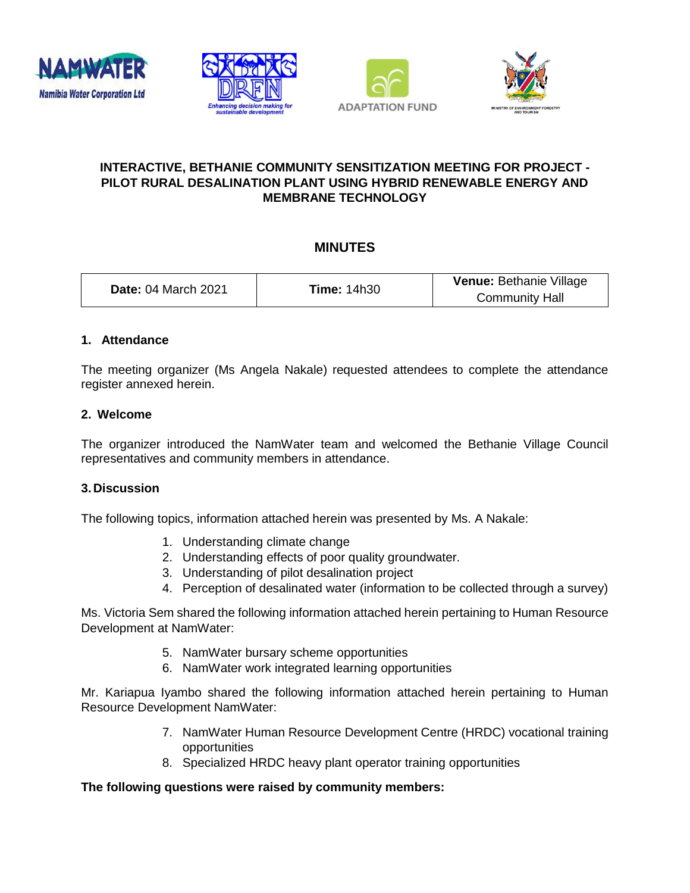**INTERACTIVE, BETHANIE COMMUNITY SENSITIZATION MEETING FOR PROJECT - PILOT RURAL DESALINATION PLANT USING HYBRID RENEWABLE ENERGY AND MEMBRANE TECHNOLOGY**

## MINUTES

| **Date:** 04 March 2021 | **Time:** 14h30 | **Venue:** Bethanie Village Community Hall |
|---|---|---|

### 1. Attendance

The meeting organizer (Ms Angela Nakale) requested attendees to complete the attendance register annexed herein.

### 2. Welcome

The organizer introduced the NamWater team and welcomed the Bethanie Village Council representatives and community members in attendance.

### 3. Discussion

The following topics, information attached herein was presented by Ms. A Nakale:

1. Understanding climate change
2. Understanding effects of poor quality groundwater.
3. Understanding of pilot desalination project
4. Perception of desalinated water (information to be collected through a survey)

Ms. Victoria Sem shared the following information attached herein pertaining to Human Resource Development at NamWater:

5. NamWater bursary scheme opportunities
6. NamWater work integrated learning opportunities

Mr. Kariapua Iyambo shared the following information attached herein pertaining to Human Resource Development NamWater:

7. NamWater Human Resource Development Centre (HRDC) vocational training opportunities
8. Specialized HRDC heavy plant operator training opportunities

**The following questions were raised by community members:**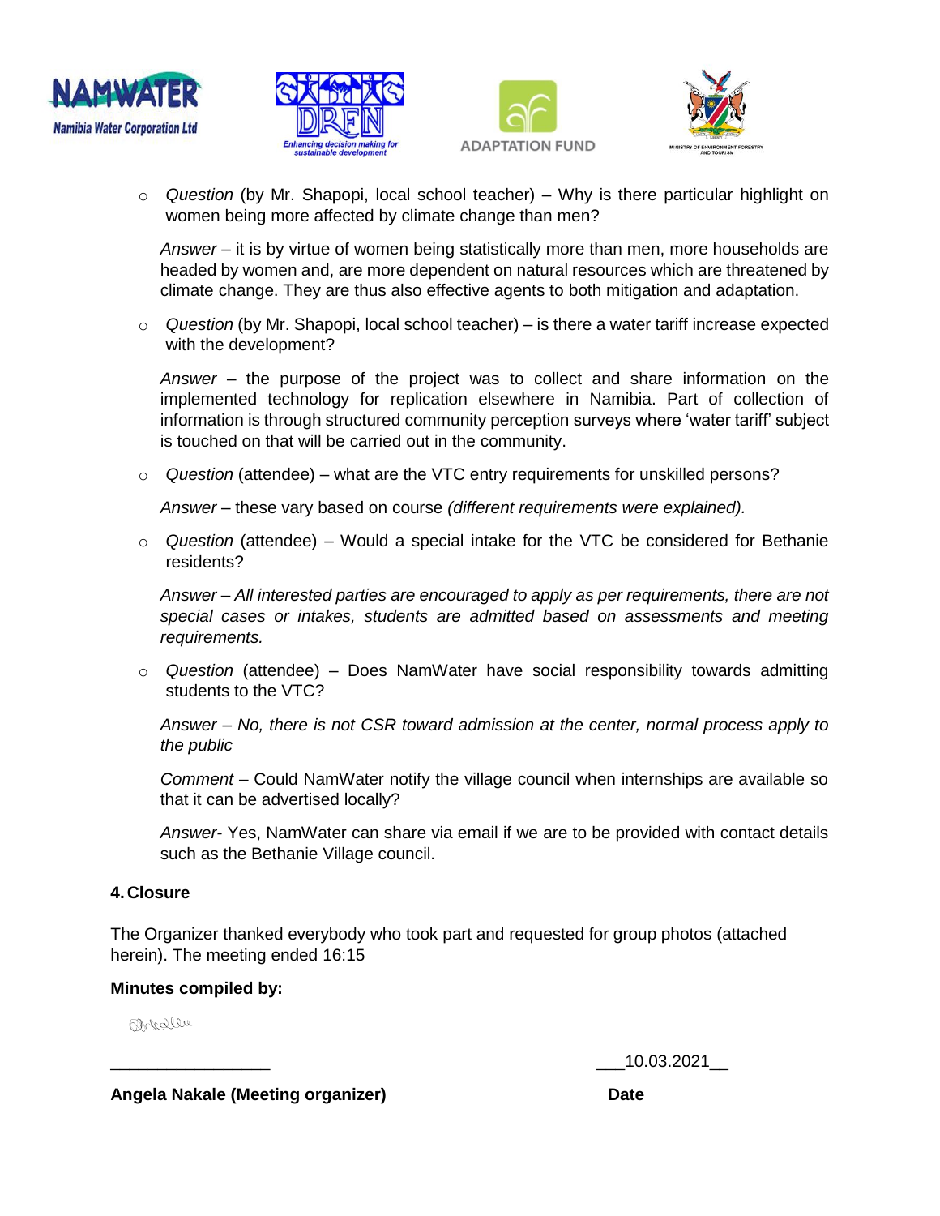- *Question* (by Mr. Shapopi, local school teacher) – Why is there particular highlight on women being more affected by climate change than men?

  *Answer* – it is by virtue of women being statistically more than men, more households are headed by women and, are more dependent on natural resources which are threatened by climate change. They are thus also effective agents to both mitigation and adaptation.

- *Question* (by Mr. Shapopi, local school teacher) – is there a water tariff increase expected with the development?

  *Answer* – the purpose of the project was to collect and share information on the implemented technology for replication elsewhere in Namibia. Part of collection of information is through structured community perception surveys where 'water tariff' subject is touched on that will be carried out in the community.

- *Question* (attendee) – what are the VTC entry requirements for unskilled persons?

  *Answer* – these vary based on course *(different requirements were explained).*

- *Question* (attendee) – Would a special intake for the VTC be considered for Bethanie residents?

  *Answer – All interested parties are encouraged to apply as per requirements, there are not special cases or intakes, students are admitted based on assessments and meeting requirements.*

- *Question* (attendee) – Does NamWater have social responsibility towards admitting students to the VTC?

  *Answer – No, there is not CSR toward admission at the center, normal process apply to the public*

  *Comment* – Could NamWater notify the village council when internships are available so that it can be advertised locally?

  *Answer*- Yes, NamWater can share via email if we are to be provided with contact details such as the Bethanie Village council.

### 4. Closure

The Organizer thanked everybody who took part and requested for group photos (attached herein). The meeting ended 16:15

**Minutes compiled by:**

_________________ ___10.03.2021__

**Angela Nakale (Meeting organizer)** **Date**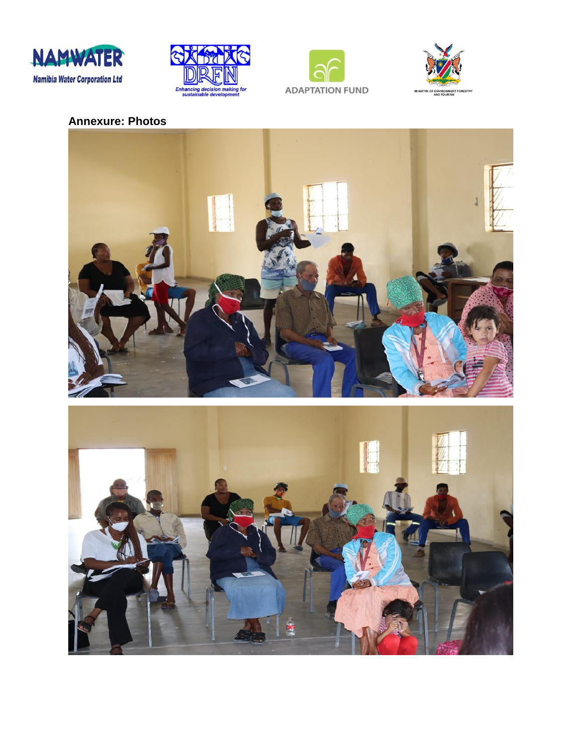**Annexure: Photos**